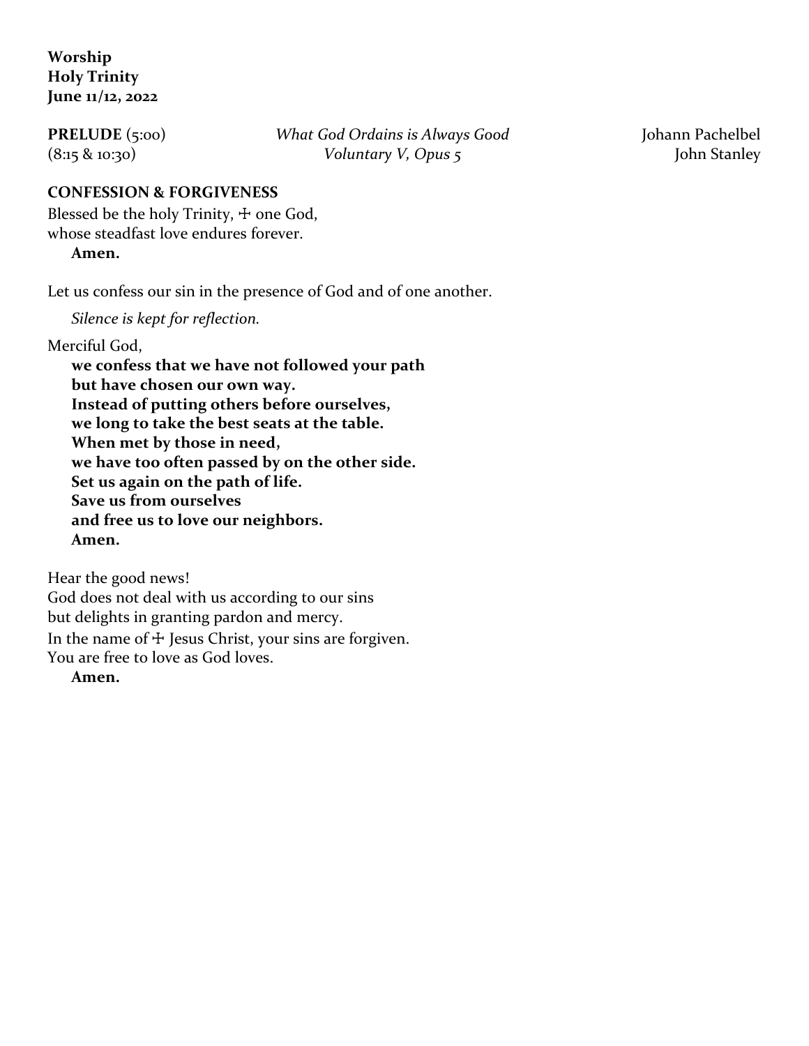**Worship**
**Holy Trinity**
**June 11/12, 2022**

**PRELUDE** (5:00) *What God Ordains is Always Good* Johann Pachelbel
(8:15 & 10:30) *Voluntary V, Opus 5* John Stanley

**CONFESSION & FORGIVENESS**

Blessed be the holy Trinity, ☩ one God,
whose steadfast love endures forever.
**Amen.**

Let us confess our sin in the presence of God and of one another.

*Silence is kept for reflection.*

Merciful God,
**we confess that we have not followed your path**
**but have chosen our own way.**
**Instead of putting others before ourselves,**
**we long to take the best seats at the table.**
**When met by those in need,**
**we have too often passed by on the other side.**
**Set us again on the path of life.**
**Save us from ourselves**
**and free us to love our neighbors.**
**Amen.**

Hear the good news!
God does not deal with us according to our sins
but delights in granting pardon and mercy.
In the name of ☩ Jesus Christ, your sins are forgiven.
You are free to love as God loves.
**Amen.**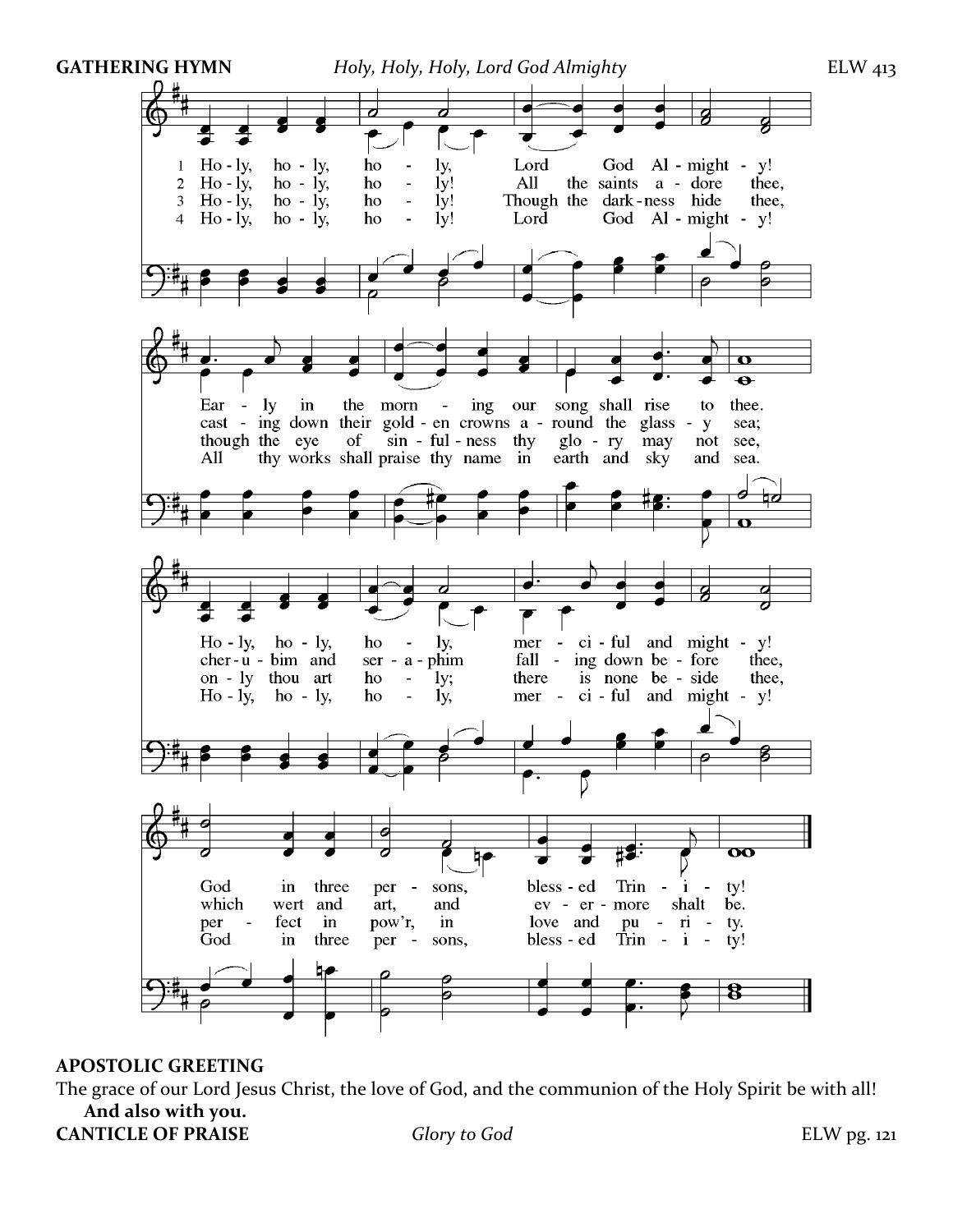**GATHERING HYMN** *Holy, Holy, Holy, Lord God Almighty* ELW 413

1 Holy, holy, holy, Lord God Almighty!
Early in the morning our song shall rise to thee.
Holy, holy, holy, merciful and mighty!
God in three persons, blessed Trinity!

2 Holy, holy, holy! All the saints adore thee,
casting down their golden crowns around the glassy sea;
cherubim and seraphim falling down before thee,
which wert and art, and evermore shalt be.

3 Holy, holy, holy! Though the darkness hide thee,
though the eye of sinfulness thy glory may not see,
only thou art holy; there is none beside thee,
perfect in pow'r, in love and purity.

4 Holy, holy, holy! Lord God Almighty!
All thy works shall praise thy name in earth and sky and sea.
Holy, holy, holy, merciful and mighty!
God in three persons, blessed Trinity!

**APOSTOLIC GREETING**

The grace of our Lord Jesus Christ, the love of God, and the communion of the Holy Spirit be with all!

**And also with you.**

**CANTICLE OF PRAISE** *Glory to God* ELW pg. 121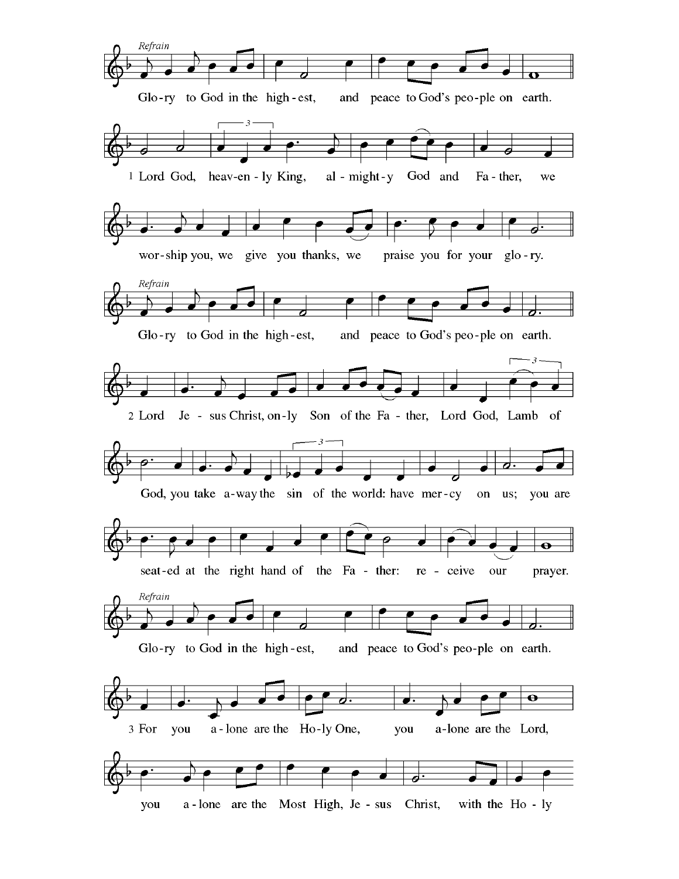*Refrain*

Glo-ry to God in the high-est, and peace to God's peo-ple on earth.

1 Lord God, heav-en-ly King, al-might-y God and Fa-ther, we wor-ship you, we give you thanks, we praise you for your glo-ry.

*Refrain*

Glo-ry to God in the high-est, and peace to God's peo-ple on earth.

2 Lord Je-sus Christ, on-ly Son of the Fa-ther, Lord God, Lamb of God, you take a-way the sin of the world: have mer-cy on us; you are seat-ed at the right hand of the Fa-ther: re-ceive our prayer.

*Refrain*

Glo-ry to God in the high-est, and peace to God's peo-ple on earth.

3 For you a-lone are the Ho-ly One, you a-lone are the Lord, you a-lone are the Most High, Je-sus Christ, with the Ho-ly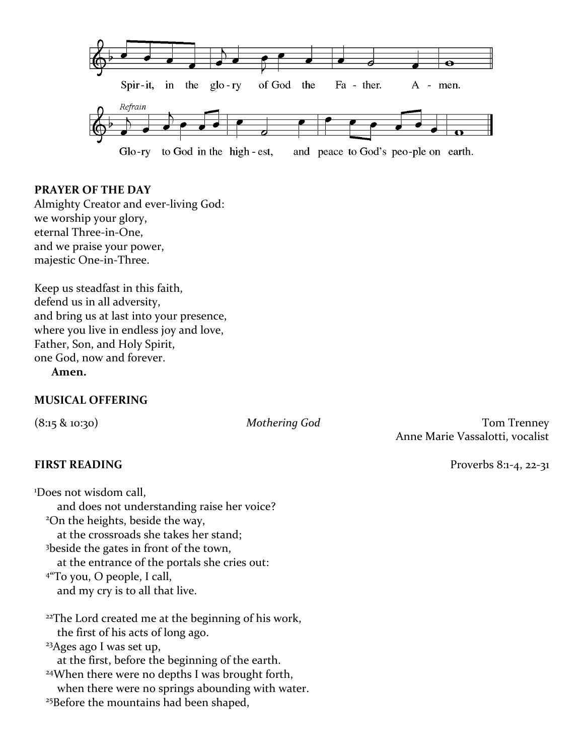Spir-it, in the glo-ry of God the Fa-ther. A-men.

*Refrain*

Glo-ry to God in the high-est, and peace to God's peo-ple on earth.

**PRAYER OF THE DAY**

Almighty Creator and ever-living God:
we worship your glory,
eternal Three-in-One,
and we praise your power,
majestic One-in-Three.

Keep us steadfast in this faith,
defend us in all adversity,
and bring us at last into your presence,
where you live in endless joy and love,
Father, Son, and Holy Spirit,
one God, now and forever.
**Amen.**

**MUSICAL OFFERING**

(8:15 & 10:30) *Mothering God* Tom Trenney
Anne Marie Vassalotti, vocalist

**FIRST READING** Proverbs 8:1-4, 22-31

[1]Does not wisdom call,
and does not understanding raise her voice?
[2]On the heights, beside the way,
at the crossroads she takes her stand;
[3]beside the gates in front of the town,
at the entrance of the portals she cries out:
[4]"To you, O people, I call,
and my cry is to all that live.

[22]The Lord created me at the beginning of his work,
the first of his acts of long ago.
[23]Ages ago I was set up,
at the first, before the beginning of the earth.
[24]When there were no depths I was brought forth,
when there were no springs abounding with water.
[25]Before the mountains had been shaped,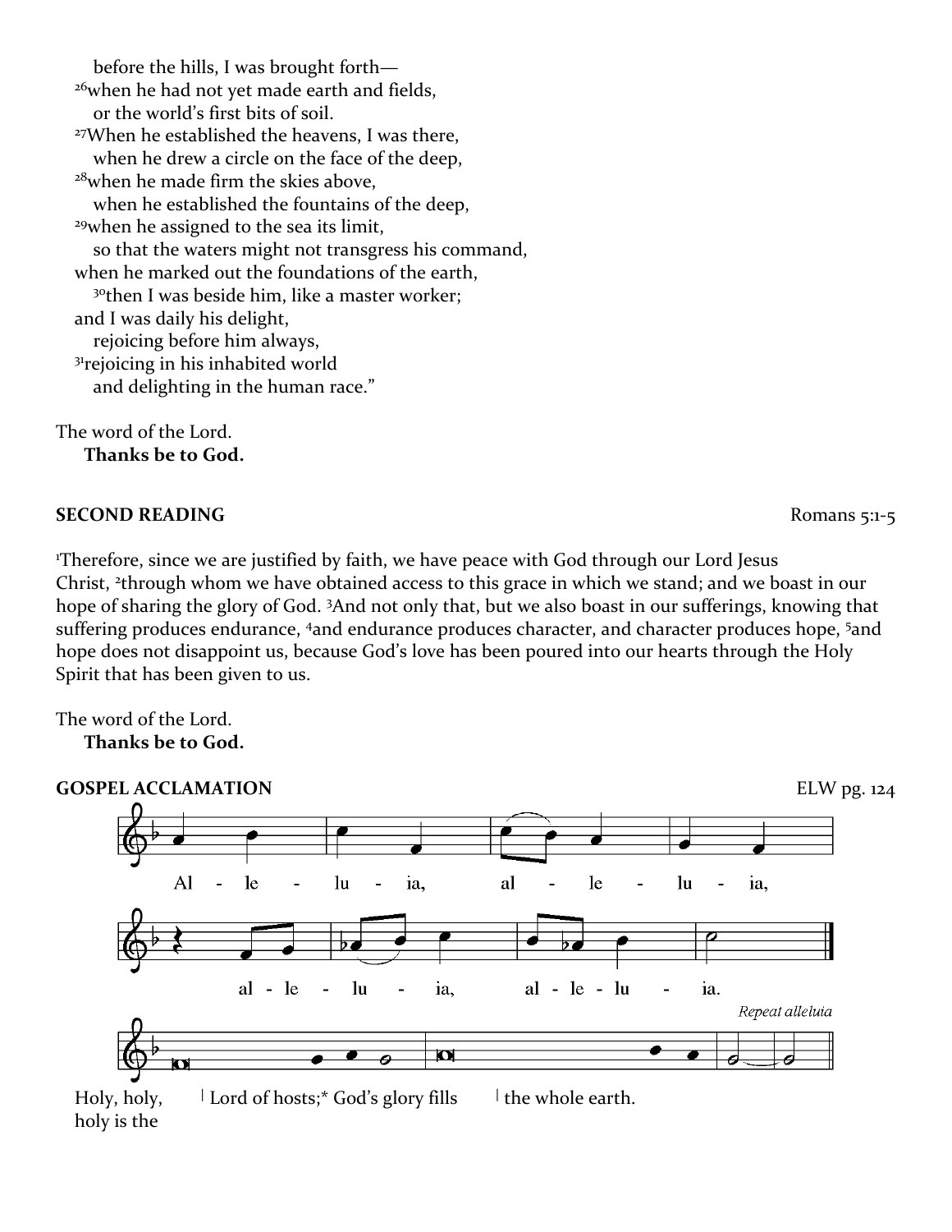before the hills, I was brought forth—
[26]when he had not yet made earth and fields,
or the world's first bits of soil.
[27]When he established the heavens, I was there,
when he drew a circle on the face of the deep,
[28]when he made firm the skies above,
when he established the fountains of the deep,
[29]when he assigned to the sea its limit,
so that the waters might not transgress his command,
when he marked out the foundations of the earth,
[30]then I was beside him, like a master worker;
and I was daily his delight,
rejoicing before him always,
[31]rejoicing in his inhabited world
and delighting in the human race."

The word of the Lord.
**Thanks be to God.**

**SECOND READING** Romans 5:1-5

[1]Therefore, since we are justified by faith, we have peace with God through our Lord Jesus Christ, [2]through whom we have obtained access to this grace in which we stand; and we boast in our hope of sharing the glory of God. [3]And not only that, but we also boast in our sufferings, knowing that suffering produces endurance, [4]and endurance produces character, and character produces hope, [5]and hope does not disappoint us, because God's love has been poured into our hearts through the Holy Spirit that has been given to us.

The word of the Lord.
**Thanks be to God.**

**GOSPEL ACCLAMATION** ELW pg. 124

Al - le - lu - ia, al - le - lu - ia,
al - le - lu - ia, al - le - lu - ia.

*Repeat alleluia*

Holy, holy, holy is the | Lord of hosts;* God's glory fills | the whole earth.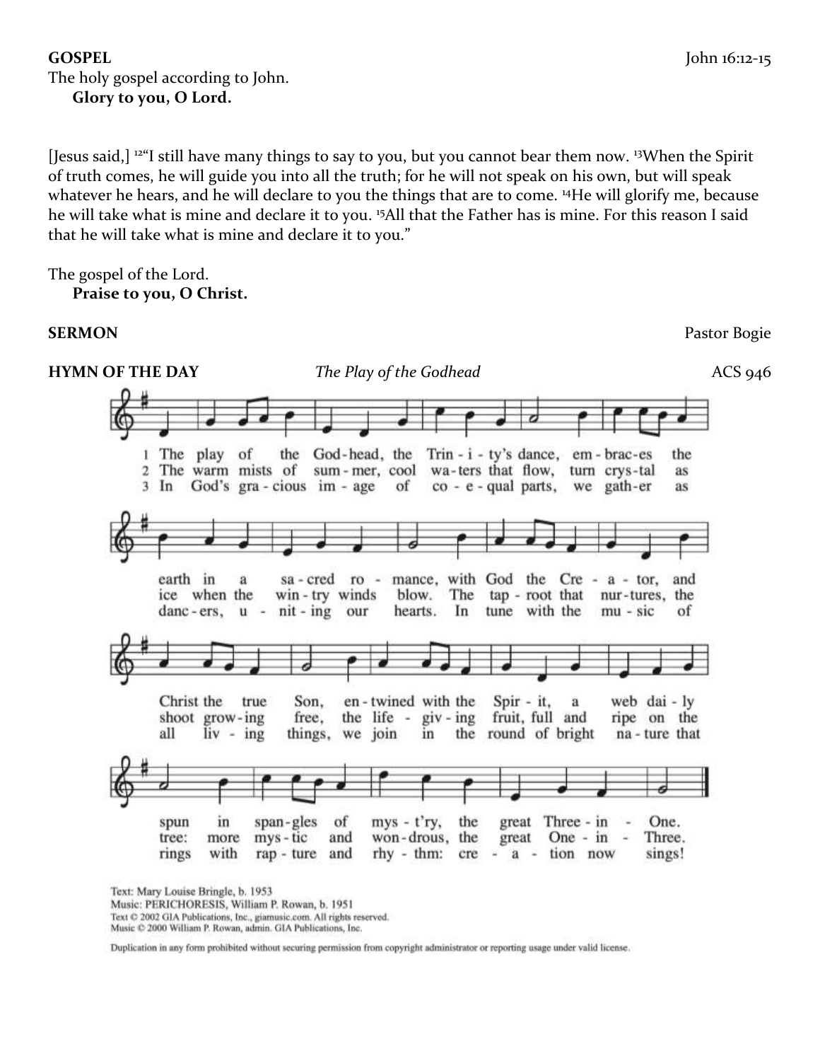**GOSPEL** John 16:12-15

The holy gospel according to John.

**Glory to you, O Lord.**

[Jesus said,] [12]"I still have many things to say to you, but you cannot bear them now. [13]When the Spirit of truth comes, he will guide you into all the truth; for he will not speak on his own, but will speak whatever he hears, and he will declare to you the things that are to come. [14]He will glorify me, because he will take what is mine and declare it to you. [15]All that the Father has is mine. For this reason I said that he will take what is mine and declare it to you."

The gospel of the Lord.

**Praise to you, O Christ.**

**SERMON** Pastor Bogie

**HYMN OF THE DAY** *The Play of the Godhead* ACS 946

1 The play of the Godhead, the Trinity's dance, embraces the earth in a sacred romance, with God the Creator, and Christ the true Son, entwined with the Spirit, a web daily spun in spangles of myst'ry, the great Three-in-One.

2 The warm mists of summer, cool waters that flow, turn crystal as ice when the wintry winds blow. The tap-root that nurtures, the shoot growing free, the life-giving fruit, full and ripe on the tree: more mystic and wondrous, the great One-in-Three.

3 In God's gracious image of co-equal parts, we gather as dancers, uniting our hearts. In tune with the music of all living things, we join in the round of bright nature that rings with rapture and rhythm: creation now sings!

Text: Mary Louise Bringle, b. 1953
Music: PERICHORESIS, William P. Rowan, b. 1951
Text © 2002 GIA Publications, Inc., giamusic.com. All rights reserved.
Music © 2000 William P. Rowan, admin. GIA Publications, Inc.

Duplication in any form prohibited without securing permission from copyright administrator or reporting usage under valid license.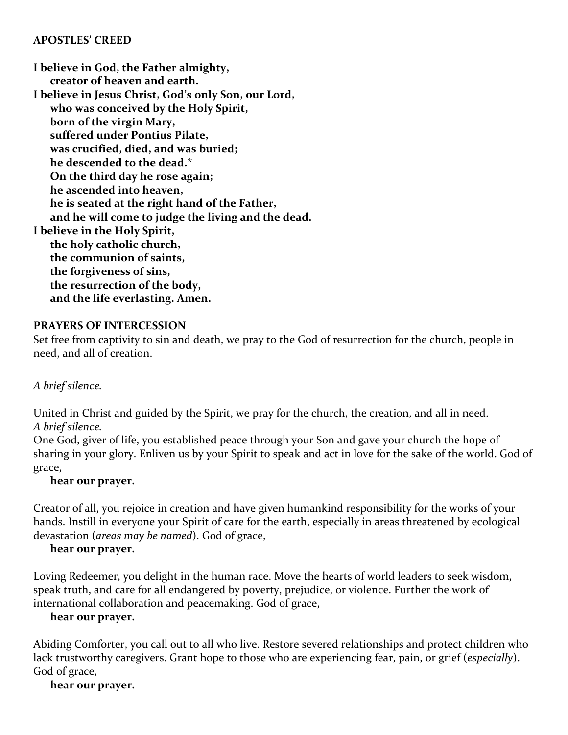**APOSTLES' CREED**

**I believe in God, the Father almighty,**
**creator of heaven and earth.**
**I believe in Jesus Christ, God's only Son, our Lord,**
**who was conceived by the Holy Spirit,**
**born of the virgin Mary,**
**suffered under Pontius Pilate,**
**was crucified, died, and was buried;**
**he descended to the dead.***
**On the third day he rose again;**
**he ascended into heaven,**
**he is seated at the right hand of the Father,**
**and he will come to judge the living and the dead.**
**I believe in the Holy Spirit,**
**the holy catholic church,**
**the communion of saints,**
**the forgiveness of sins,**
**the resurrection of the body,**
**and the life everlasting. Amen.**

**PRAYERS OF INTERCESSION**

Set free from captivity to sin and death, we pray to the God of resurrection for the church, people in need, and all of creation.

*A brief silence.*

United in Christ and guided by the Spirit, we pray for the church, the creation, and all in need.
*A brief silence.*
One God, giver of life, you established peace through your Son and gave your church the hope of sharing in your glory. Enliven us by your Spirit to speak and act in love for the sake of the world. God of grace,
**hear our prayer.**

Creator of all, you rejoice in creation and have given humankind responsibility for the works of your hands. Instill in everyone your Spirit of care for the earth, especially in areas threatened by ecological devastation (*areas may be named*). God of grace,
**hear our prayer.**

Loving Redeemer, you delight in the human race. Move the hearts of world leaders to seek wisdom, speak truth, and care for all endangered by poverty, prejudice, or violence. Further the work of international collaboration and peacemaking. God of grace,
**hear our prayer.**

Abiding Comforter, you call out to all who live. Restore severed relationships and protect children who lack trustworthy caregivers. Grant hope to those who are experiencing fear, pain, or grief (*especially*). God of grace,
**hear our prayer.**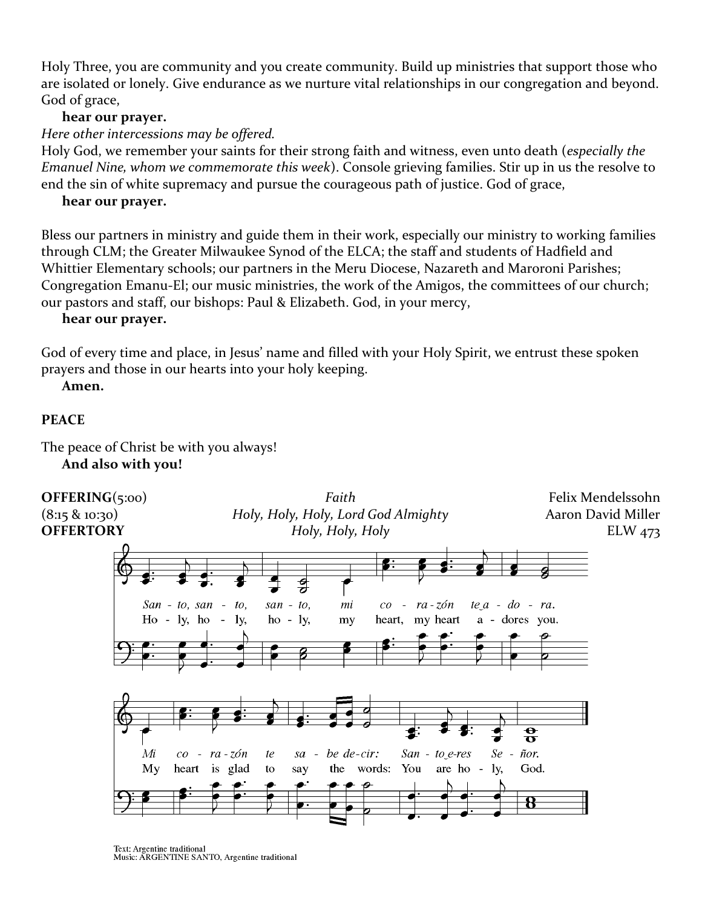Holy Three, you are community and you create community. Build up ministries that support those who are isolated or lonely. Give endurance as we nurture vital relationships in our congregation and beyond. God of grace,

**hear our prayer.**

*Here other intercessions may be offered.*

Holy God, we remember your saints for their strong faith and witness, even unto death (*especially the Emanuel Nine, whom we commemorate this week*). Console grieving families. Stir up in us the resolve to end the sin of white supremacy and pursue the courageous path of justice. God of grace,

**hear our prayer.**

Bless our partners in ministry and guide them in their work, especially our ministry to working families through CLM; the Greater Milwaukee Synod of the ELCA; the staff and students of Hadfield and Whittier Elementary schools; our partners in the Meru Diocese, Nazareth and Maroroni Parishes; Congregation Emanu-El; our music ministries, the work of the Amigos, the committees of our church; our pastors and staff, our bishops: Paul & Elizabeth. God, in your mercy,

**hear our prayer.**

God of every time and place, in Jesus' name and filled with your Holy Spirit, we entrust these spoken prayers and those in our hearts into your holy keeping.

**Amen.**

**PEACE**

The peace of Christ be with you always!

**And also with you!**

**OFFERING**(5:00) *Faith* Felix Mendelssohn

(8:15 & 10:30) *Holy, Holy, Holy, Lord God Almighty* Aaron David Miller

**OFFERTORY** *Holy, Holy, Holy* ELW 473

*Santo, santo, santo, mi corazón te adora. Mi corazón te sabe decir: Santo eres Señor.*

Holy, holy, holy, my heart, my heart adores you. My heart is glad to say the words: You are holy, God.

Text: Argentine traditional
Music: ARGENTINE SANTO, Argentine traditional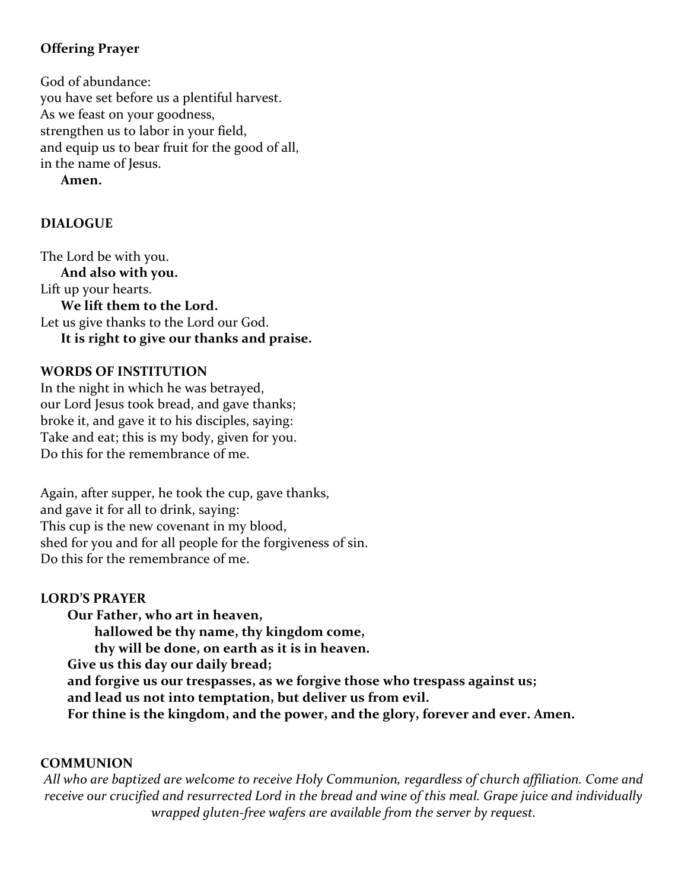**Offering Prayer**

God of abundance:
you have set before us a plentiful harvest.
As we feast on your goodness,
strengthen us to labor in your field,
and equip us to bear fruit for the good of all,
in the name of Jesus.
**Amen.**

**DIALOGUE**

The Lord be with you.
**And also with you.**
Lift up your hearts.
**We lift them to the Lord.**
Let us give thanks to the Lord our God.
**It is right to give our thanks and praise.**

**WORDS OF INSTITUTION**

In the night in which he was betrayed,
our Lord Jesus took bread, and gave thanks;
broke it, and gave it to his disciples, saying:
Take and eat; this is my body, given for you.
Do this for the remembrance of me.

Again, after supper, he took the cup, gave thanks,
and gave it for all to drink, saying:
This cup is the new covenant in my blood,
shed for you and for all people for the forgiveness of sin.
Do this for the remembrance of me.

**LORD'S PRAYER**

**Our Father, who art in heaven,**
**hallowed be thy name, thy kingdom come,**
**thy will be done, on earth as it is in heaven.**
**Give us this day our daily bread;**
**and forgive us our trespasses, as we forgive those who trespass against us;**
**and lead us not into temptation, but deliver us from evil.**
**For thine is the kingdom, and the power, and the glory, forever and ever. Amen.**

**COMMUNION**

*All who are baptized are welcome to receive Holy Communion, regardless of church affiliation. Come and receive our crucified and resurrected Lord in the bread and wine of this meal. Grape juice and individually wrapped gluten-free wafers are available from the server by request.*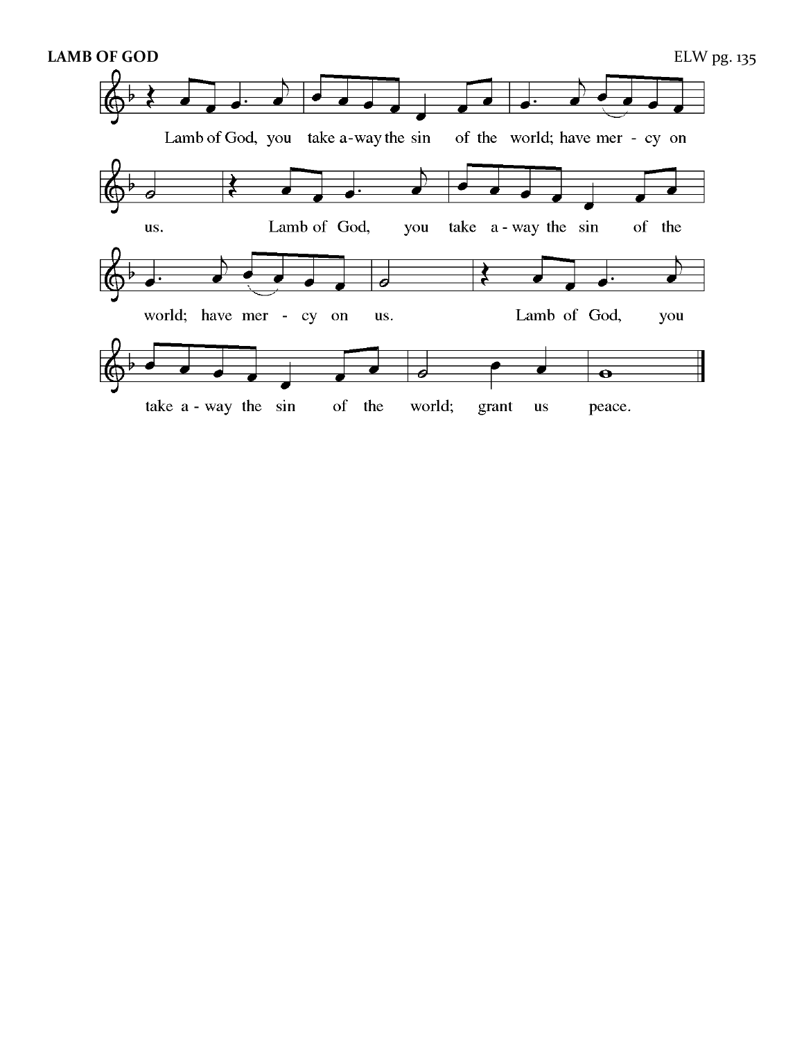**LAMB OF GOD**

ELW pg. 135

Lamb of God, you take a-way the sin of the world; have mer - cy on us.

Lamb of God, you take a - way the sin of the world; have mer - cy on us.

Lamb of God, you take a - way the sin of the world; grant us peace.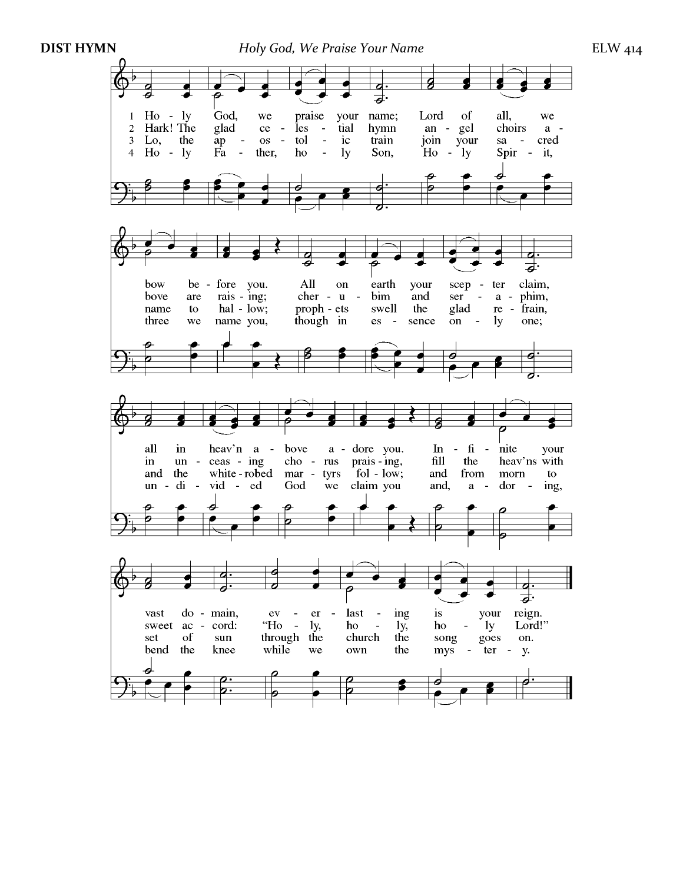**DIST HYMN** *Holy God, We Praise Your Name* ELW 414

1 Holy God, we praise your name; Lord of all, we bow before you. All on earth your scepter claim, all in heav'n above adore you. Infinite your vast domain, everlasting is your reign.

2 Hark! The glad celestial hymn angel choirs above are raising; cherubim and seraphim, in unceasing chorus praising, fill the heav'ns with sweet accord: "Holy, holy, holy Lord!"

3 Lo, the apostolic train join your sacred name to hallow; prophets swell the glad refrain, and the white-robed martyrs follow; and from morn to set of sun through the church the song goes on.

4 Holy Father, holy Son, Holy Spirit, three we name you, though in essence only one; undivided God we claim you and, adoring, bend the knee while we own the mystery.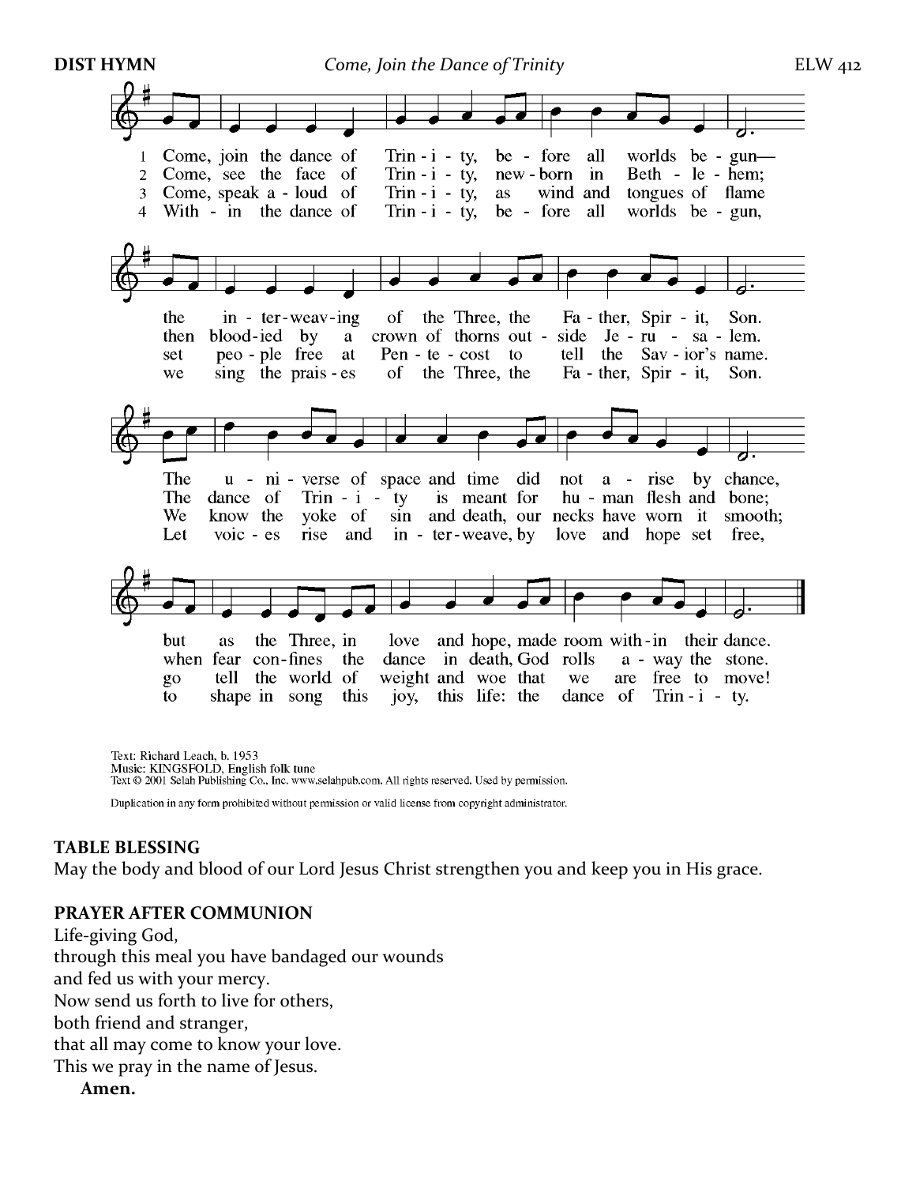**DIST HYMN** *Come, Join the Dance of Trinity* ELW 412

1 Come, join the dance of Trinity, before all worlds begun—
the interweaving of the Three, the Father, Spirit, Son.
The universe of space and time did not arise by chance,
but as the Three, in love and hope, made room within their dance.

2 Come, see the face of Trinity, newborn in Bethlehem;
then bloodied by a crown of thorns outside Jerusalem.
The dance of Trinity is meant for human flesh and bone;
when fear confines the dance in death, God rolls away the stone.

3 Come, speak aloud of Trinity, as wind and tongues of flame
set people free at Pentecost to tell the Savior's name.
We know the yoke of sin and death, our necks have worn it smooth;
go tell the world of weight and woe that we are free to move!

4 Within the dance of Trinity, before all worlds begun,
we sing the praises of the Three, the Father, Spirit, Son.
Let voices rise and interweave, by love and hope set free,
to shape in song this joy, this life: the dance of Trinity.

Text: Richard Leach, b. 1953
Music: KINGSFOLD, English folk tune
Text © 2001 Selah Publishing Co., Inc. www.selahpub.com. All rights reserved. Used by permission.

Duplication in any form prohibited without permission or valid license from copyright administrator.

**TABLE BLESSING**

May the body and blood of our Lord Jesus Christ strengthen you and keep you in His grace.

**PRAYER AFTER COMMUNION**

Life-giving God,
through this meal you have bandaged our wounds
and fed us with your mercy.
Now send us forth to live for others,
both friend and stranger,
that all may come to know your love.
This we pray in the name of Jesus.

**Amen.**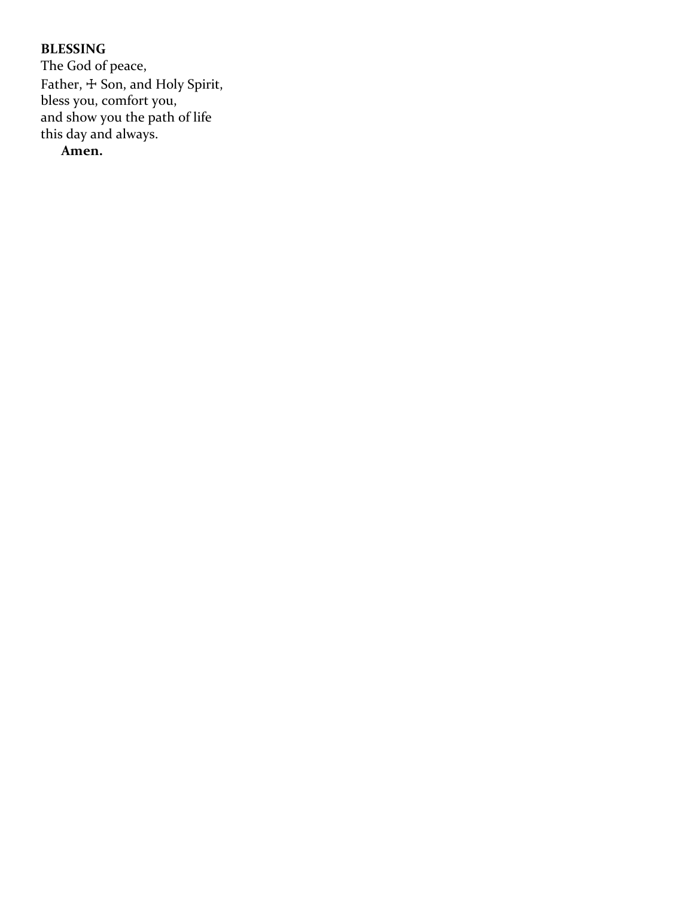**BLESSING**
The God of peace,
Father, ☩ Son, and Holy Spirit,
bless you, comfort you,
and show you the path of life
this day and always.
**Amen.**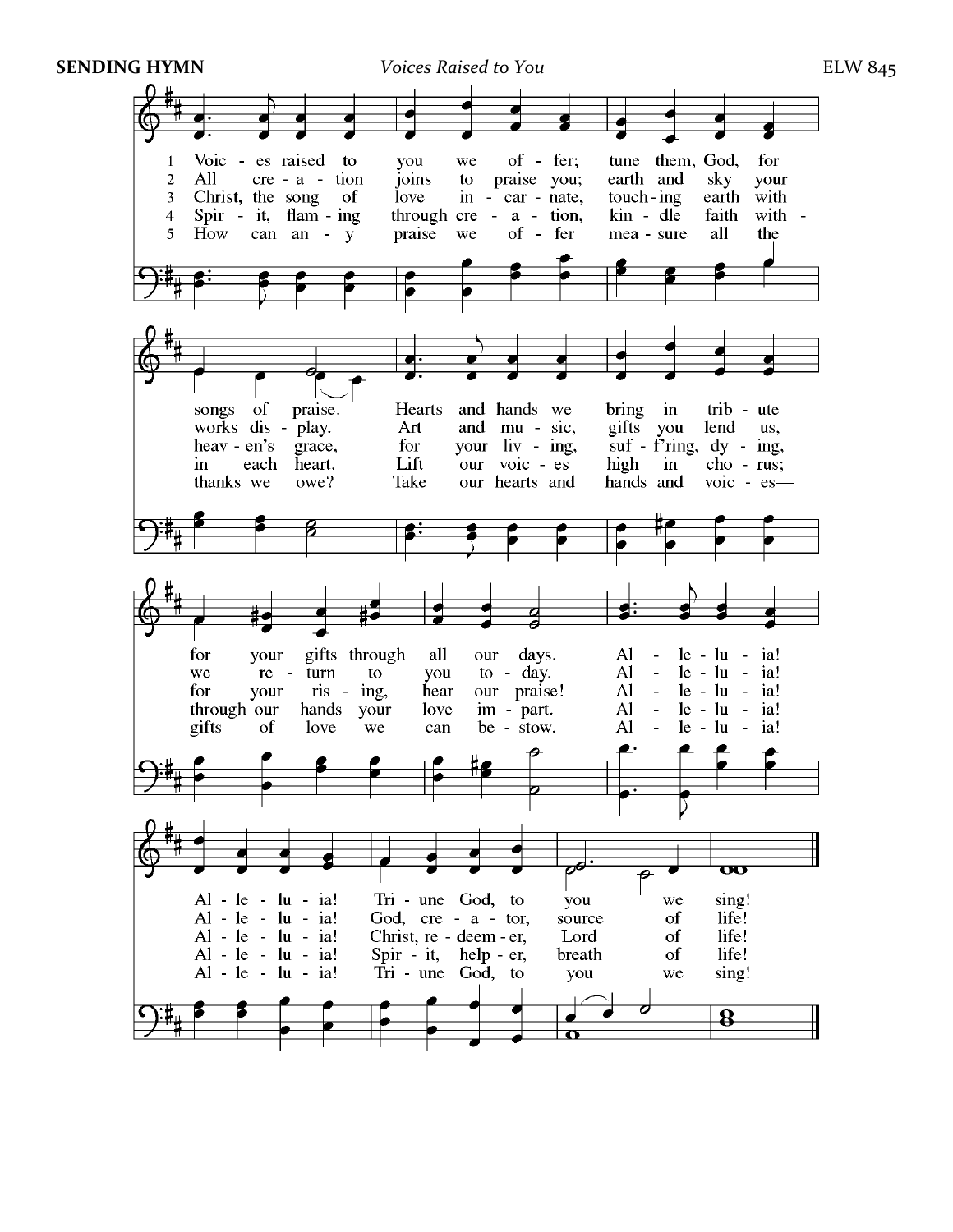**SENDING HYMN** *Voices Raised to You* ELW 845

1 Voices raised to you we offer; tune them, God, for songs of praise. Hearts and hands we bring in tribute for your gifts through all our days. Alleluia! Alleluia! Triune God, to you we sing!

2 All creation joins to praise you; earth and sky your works display. Art and music, gifts you lend us, we return to you today. Alleluia! Alleluia! God, creator, source of life!

3 Christ, the song of love incarnate, touching earth with heaven's grace, for your living, suff'ring, dying, for your rising, hear our praise! Alleluia! Alleluia! Christ, redeemer, Lord of life!

4 Spirit, flaming through creation, kindle faith within each heart. Lift our voices high in chorus; through our hands your love impart. Alleluia! Alleluia! Spirit, helper, breath of life!

5 How can any praise we offer measure all the thanks we owe? Take our hearts and hands and voices— gifts of love we can bestow. Alleluia! Alleluia! Triune God, to you we sing!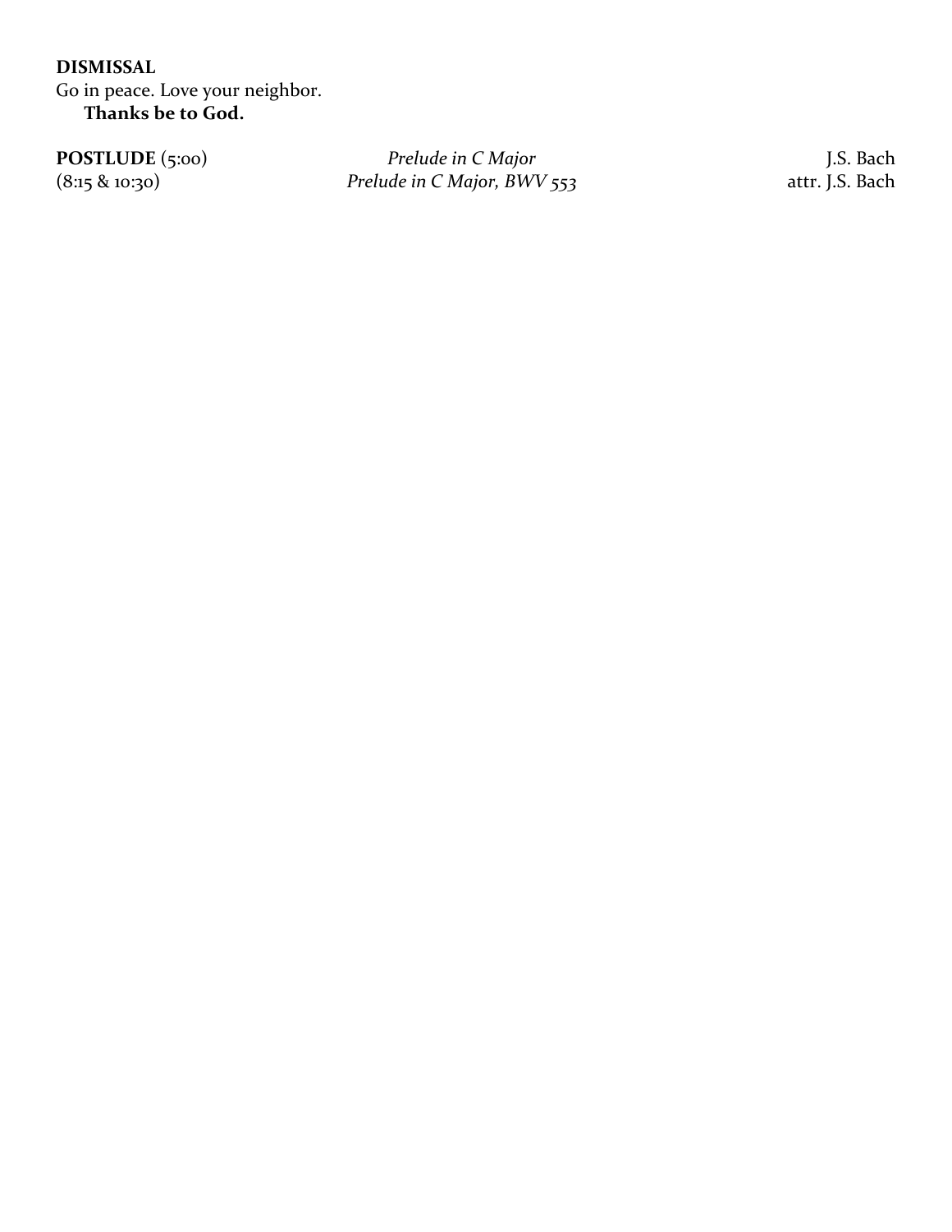**DISMISSAL**

Go in peace. Love your neighbor.

**Thanks be to God.**

| | | |
|---|---|---|
| **POSTLUDE** (5:00) | *Prelude in C Major* | J.S. Bach |
| (8:15 & 10:30) | *Prelude in C Major, BWV 553* | attr. J.S. Bach |